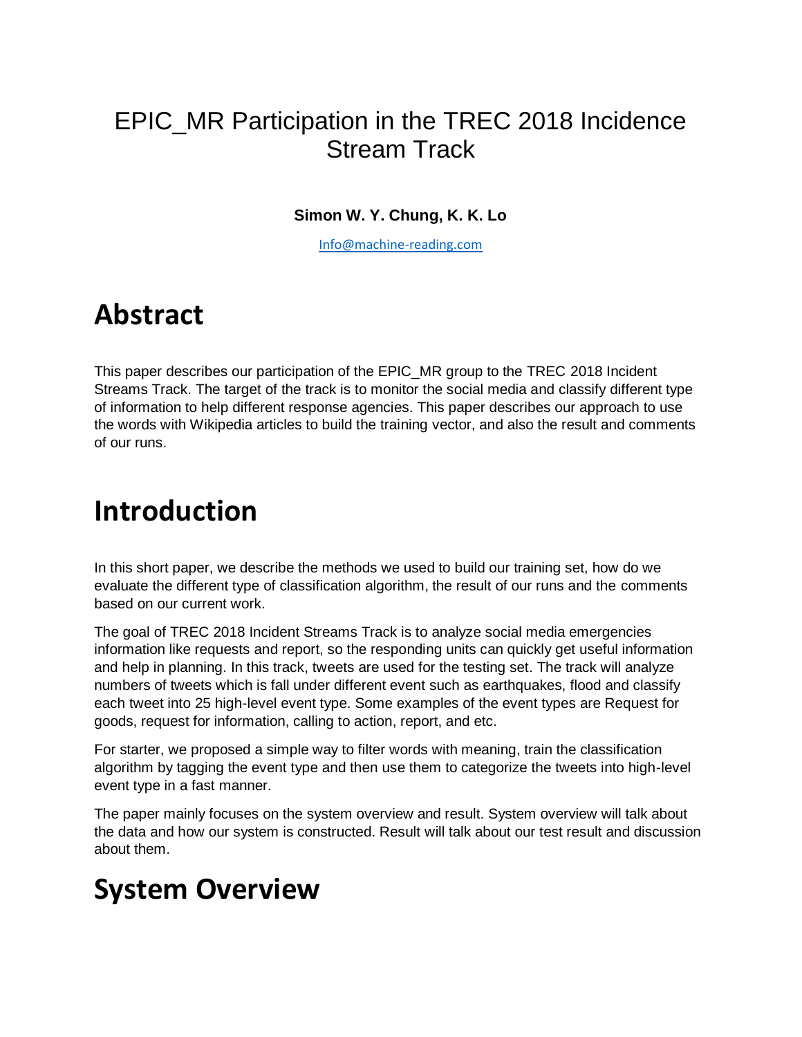# EPIC_MR Participation in the TREC 2018 Incidence Stream Track

**Simon W. Y. Chung, K. K. Lo**

Info@machine-reading.com

## Abstract

This paper describes our participation of the EPIC_MR group to the TREC 2018 Incident Streams Track. The target of the track is to monitor the social media and classify different type of information to help different response agencies. This paper describes our approach to use the words with Wikipedia articles to build the training vector, and also the result and comments of our runs.

## Introduction

In this short paper, we describe the methods we used to build our training set, how do we evaluate the different type of classification algorithm, the result of our runs and the comments based on our current work.

The goal of TREC 2018 Incident Streams Track is to analyze social media emergencies information like requests and report, so the responding units can quickly get useful information and help in planning. In this track, tweets are used for the testing set. The track will analyze numbers of tweets which is fall under different event such as earthquakes, flood and classify each tweet into 25 high-level event type. Some examples of the event types are Request for goods, request for information, calling to action, report, and etc.

For starter, we proposed a simple way to filter words with meaning, train the classification algorithm by tagging the event type and then use them to categorize the tweets into high-level event type in a fast manner.

The paper mainly focuses on the system overview and result. System overview will talk about the data and how our system is constructed. Result will talk about our test result and discussion about them.

## System Overview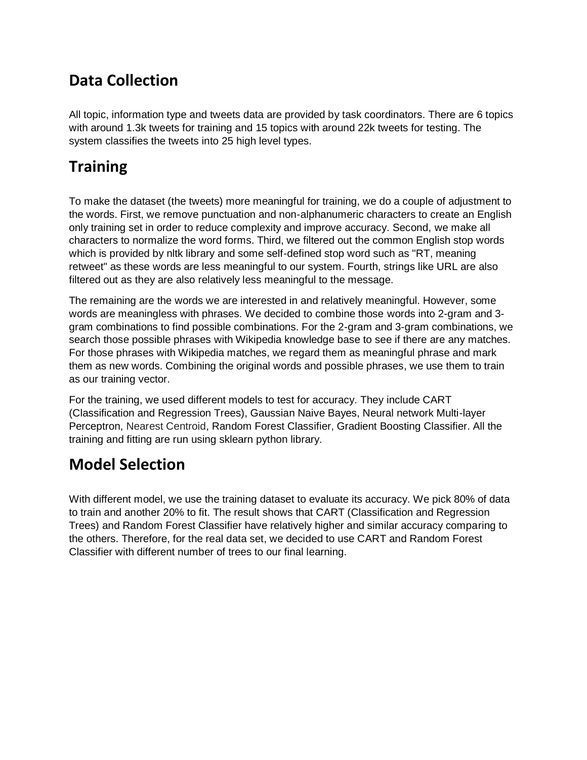## Data Collection

All topic, information type and tweets data are provided by task coordinators. There are 6 topics with around 1.3k tweets for training and 15 topics with around 22k tweets for testing. The system classifies the tweets into 25 high level types.

## Training

To make the dataset (the tweets) more meaningful for training, we do a couple of adjustment to the words. First, we remove punctuation and non-alphanumeric characters to create an English only training set in order to reduce complexity and improve accuracy. Second, we make all characters to normalize the word forms. Third, we filtered out the common English stop words which is provided by nltk library and some self-defined stop word such as "RT, meaning retweet" as these words are less meaningful to our system. Fourth, strings like URL are also filtered out as they are also relatively less meaningful to the message.

The remaining are the words we are interested in and relatively meaningful. However, some words are meaningless with phrases. We decided to combine those words into 2-gram and 3-gram combinations to find possible combinations. For the 2-gram and 3-gram combinations, we search those possible phrases with Wikipedia knowledge base to see if there are any matches. For those phrases with Wikipedia matches, we regard them as meaningful phrase and mark them as new words. Combining the original words and possible phrases, we use them to train as our training vector.

For the training, we used different models to test for accuracy. They include CART (Classification and Regression Trees), Gaussian Naive Bayes, Neural network Multi-layer Perceptron, Nearest Centroid, Random Forest Classifier, Gradient Boosting Classifier. All the training and fitting are run using sklearn python library.

## Model Selection

With different model, we use the training dataset to evaluate its accuracy. We pick 80% of data to train and another 20% to fit. The result shows that CART (Classification and Regression Trees) and Random Forest Classifier have relatively higher and similar accuracy comparing to the others. Therefore, for the real data set, we decided to use CART and Random Forest Classifier with different number of trees to our final learning.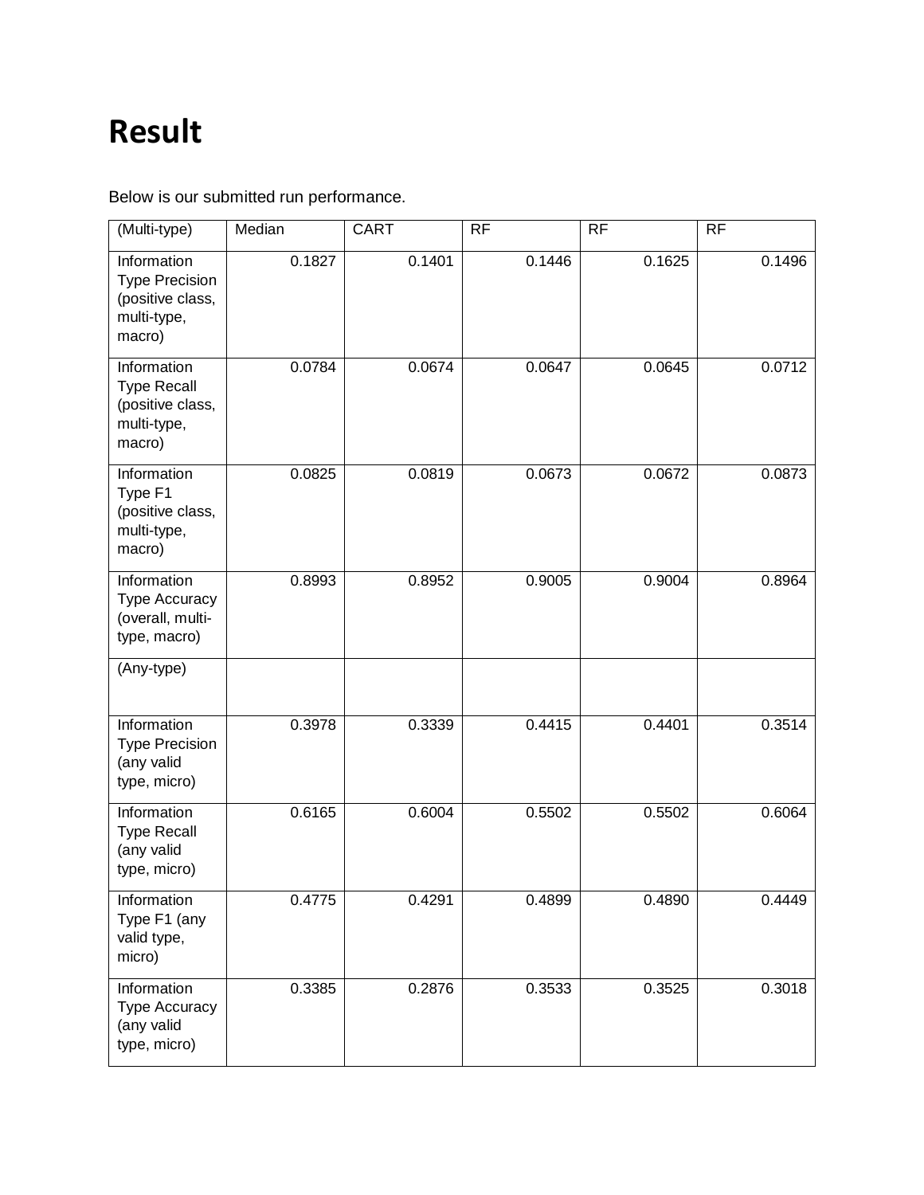# Result

Below is our submitted run performance.

| (Multi-type) | Median | CART | RF | RF | RF |
|---|---|---|---|---|---|
| Information Type Precision (positive class, multi-type, macro) | 0.1827 | 0.1401 | 0.1446 | 0.1625 | 0.1496 |
| Information Type Recall (positive class, multi-type, macro) | 0.0784 | 0.0674 | 0.0647 | 0.0645 | 0.0712 |
| Information Type F1 (positive class, multi-type, macro) | 0.0825 | 0.0819 | 0.0673 | 0.0672 | 0.0873 |
| Information Type Accuracy (overall, multi-type, macro) | 0.8993 | 0.8952 | 0.9005 | 0.9004 | 0.8964 |
| (Any-type) | | | | | |
| Information Type Precision (any valid type, micro) | 0.3978 | 0.3339 | 0.4415 | 0.4401 | 0.3514 |
| Information Type Recall (any valid type, micro) | 0.6165 | 0.6004 | 0.5502 | 0.5502 | 0.6064 |
| Information Type F1 (any valid type, micro) | 0.4775 | 0.4291 | 0.4899 | 0.4890 | 0.4449 |
| Information Type Accuracy (any valid type, micro) | 0.3385 | 0.2876 | 0.3533 | 0.3525 | 0.3018 |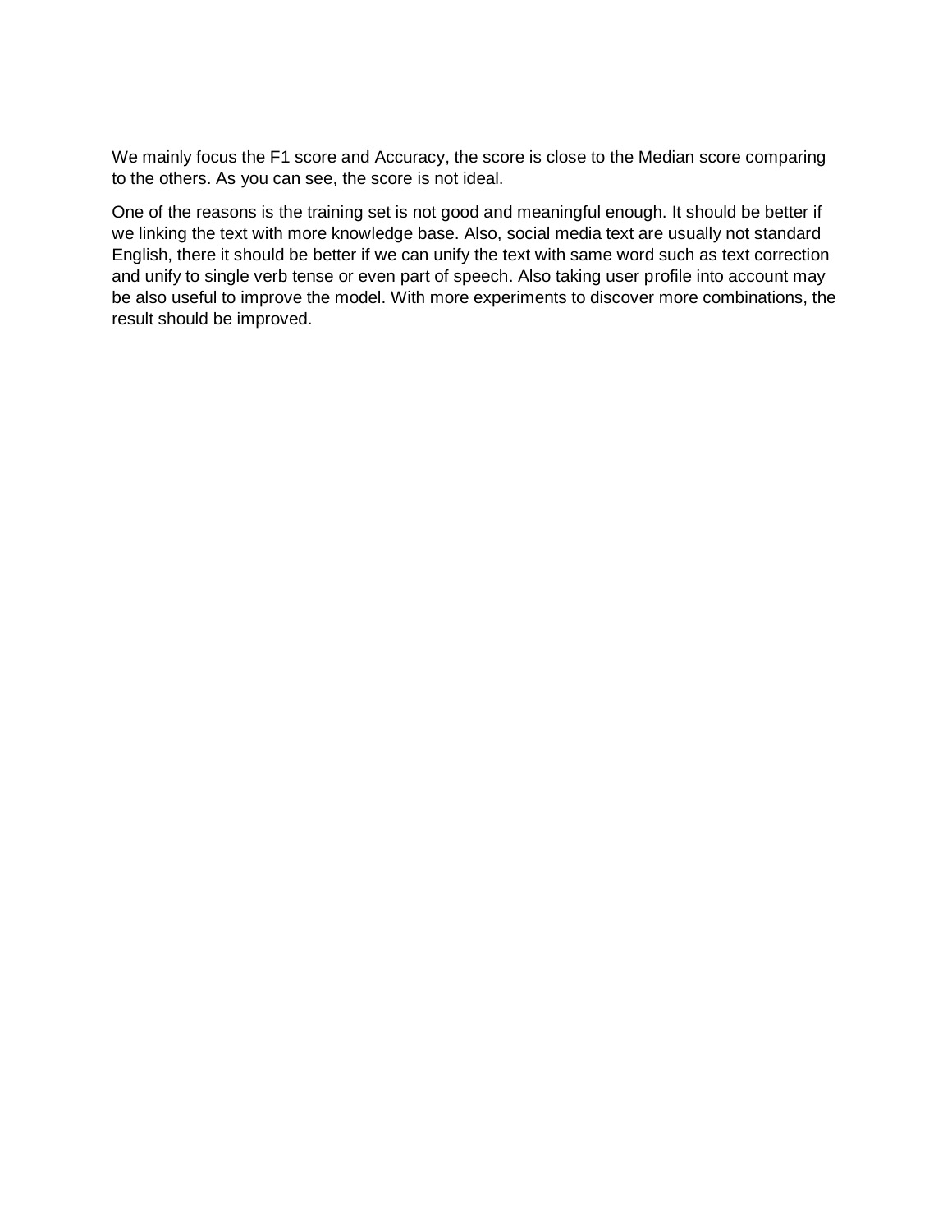We mainly focus the F1 score and Accuracy, the score is close to the Median score comparing to the others. As you can see, the score is not ideal.

One of the reasons is the training set is not good and meaningful enough. It should be better if we linking the text with more knowledge base. Also, social media text are usually not standard English, there it should be better if we can unify the text with same word such as text correction and unify to single verb tense or even part of speech. Also taking user profile into account may be also useful to improve the model. With more experiments to discover more combinations, the result should be improved.